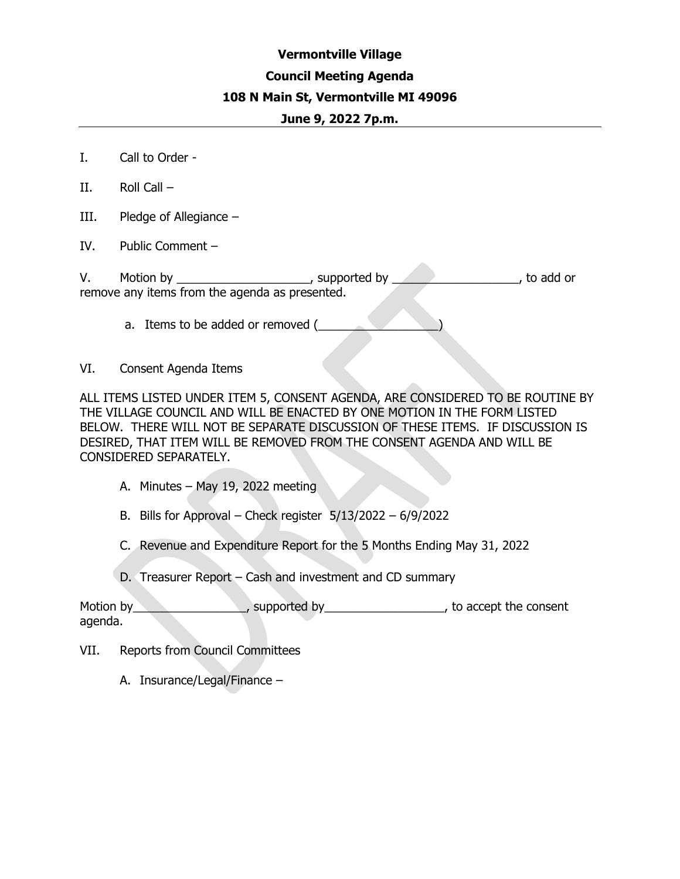**Vermontville Village**

**Council Meeting Agenda**

**108 N Main St, Vermontville MI 49096**

**June 9, 2022 7p.m.**

---

I. Call to Order -

II. Roll Call –

III. Pledge of Allegiance –

IV. Public Comment –

V. Motion by ___________________, supported by ___________________, to add or remove any items from the agenda as presented.

a. Items to be added or removed (__________________)

VI. Consent Agenda Items

ALL ITEMS LISTED UNDER ITEM 5, CONSENT AGENDA, ARE CONSIDERED TO BE ROUTINE BY THE VILLAGE COUNCIL AND WILL BE ENACTED BY ONE MOTION IN THE FORM LISTED BELOW. THERE WILL NOT BE SEPARATE DISCUSSION OF THESE ITEMS. IF DISCUSSION IS DESIRED, THAT ITEM WILL BE REMOVED FROM THE CONSENT AGENDA AND WILL BE CONSIDERED SEPARATELY.

A. Minutes – May 19, 2022 meeting

B. Bills for Approval – Check register 5/13/2022 – 6/9/2022

C. Revenue and Expenditure Report for the 5 Months Ending May 31, 2022

D. Treasurer Report – Cash and investment and CD summary

Motion by_________________, supported by__________________, to accept the consent agenda.

VII. Reports from Council Committees

A. Insurance/Legal/Finance –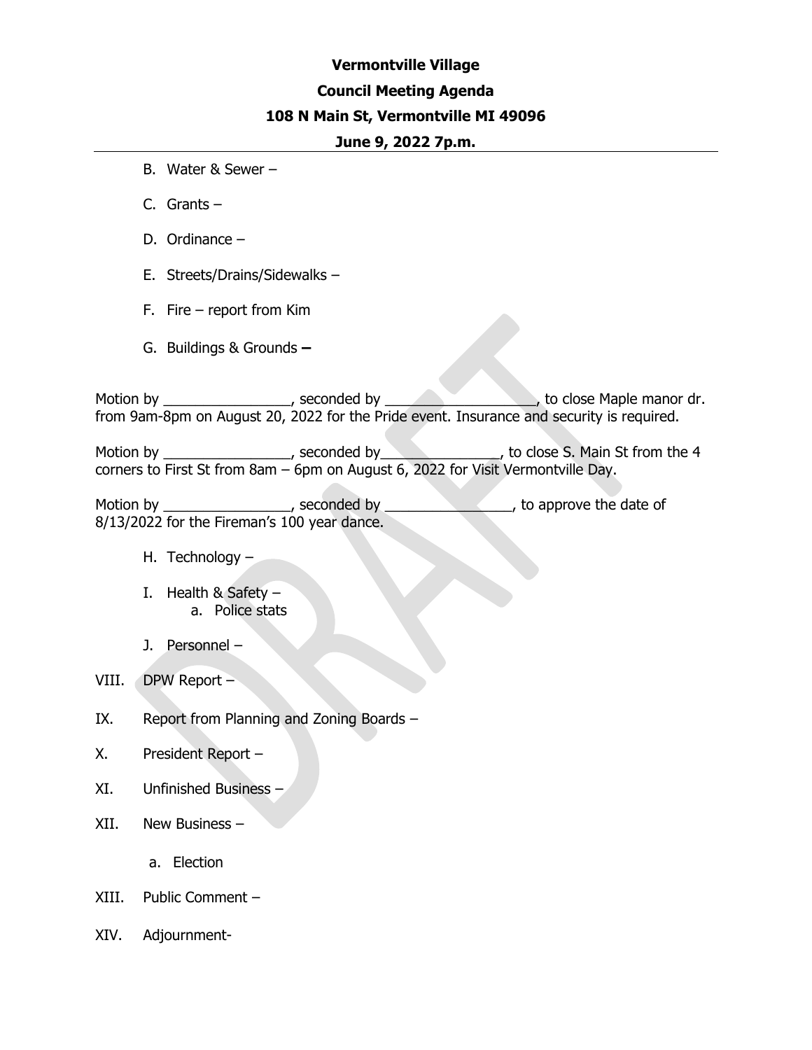**Vermontville Village**

**Council Meeting Agenda**

**108 N Main St, Vermontville MI 49096**

**June 9, 2022 7p.m.**

B. Water & Sewer –

C. Grants –

D. Ordinance –

E. Streets/Drains/Sidewalks –

F. Fire – report from Kim

G. Buildings & Grounds **–**

Motion by ________________, seconded by ___________________, to close Maple manor dr. from 9am-8pm on August 20, 2022 for the Pride event. Insurance and security is required.

Motion by ________________, seconded by_______________, to close S. Main St from the 4 corners to First St from 8am – 6pm on August 6, 2022 for Visit Vermontville Day.

Motion by ________________, seconded by ________________, to approve the date of 8/13/2022 for the Fireman's 100 year dance.

H. Technology –

I. Health & Safety –
   a. Police stats

J. Personnel –

VIII. DPW Report –

IX. Report from Planning and Zoning Boards –

X. President Report –

XI. Unfinished Business –

XII. New Business –

a. Election

XIII. Public Comment –

XIV. Adjournment-